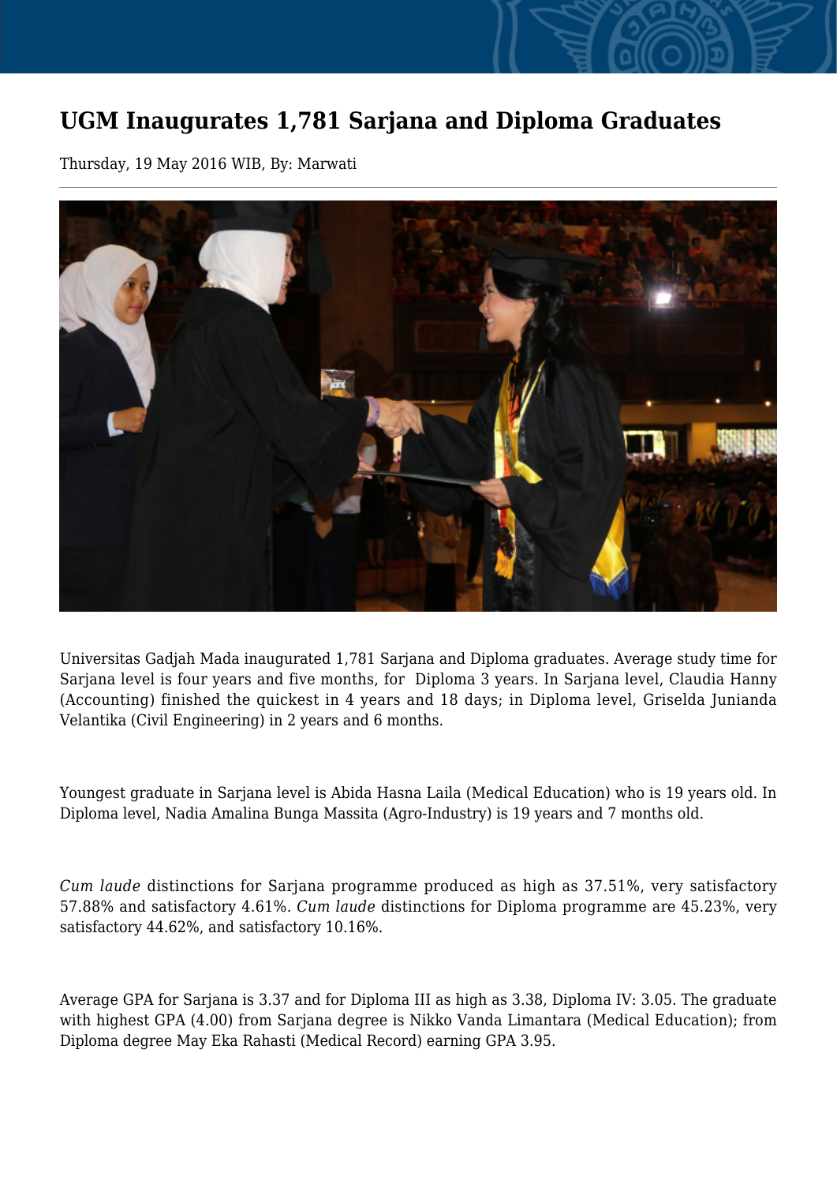# UGM Inaugurates 1,781 Sarjana and Diploma Graduates

Thursday, 19 May 2016 WIB, By: Marwati

Universitas Gadjah Mada inaugurated 1,781 Sarjana and Diploma graduates. Average study time for Sarjana level is four years and five months, for Diploma 3 years. In Sarjana level, Claudia Hanny (Accounting) finished the quickest in 4 years and 18 days; in Diploma level, Griselda Juniand​a Velantika (Civil Engineering) in 2 years and 6 months.

Youngest graduate in Sarjana level is Abida Hasna Laila (Medical Education) who is 19 years old. In Diploma level, Nadia Amalina Bunga Massita (Agro-Industry) is 19 years and 7 months old.

*Cum laude* distinctions for Sarjana programme produced as high as 37.51%, very satisfactory 57.88% and satisfactory 4.61%. *Cum laude* distinctions for Diploma programme are 45.23%, very satisfactory 44.62%, and satisfactory 10.16%.

Average GPA for Sarjana is 3.37 and for Diploma III as high as 3.38, Diploma IV: 3.05. The graduate with highest GPA (4.00) from Sarjana degree is Nikko Vanda Limantara (Medical Education); from Diploma degree May Eka Rahasti (Medical Record) earning GPA 3.95.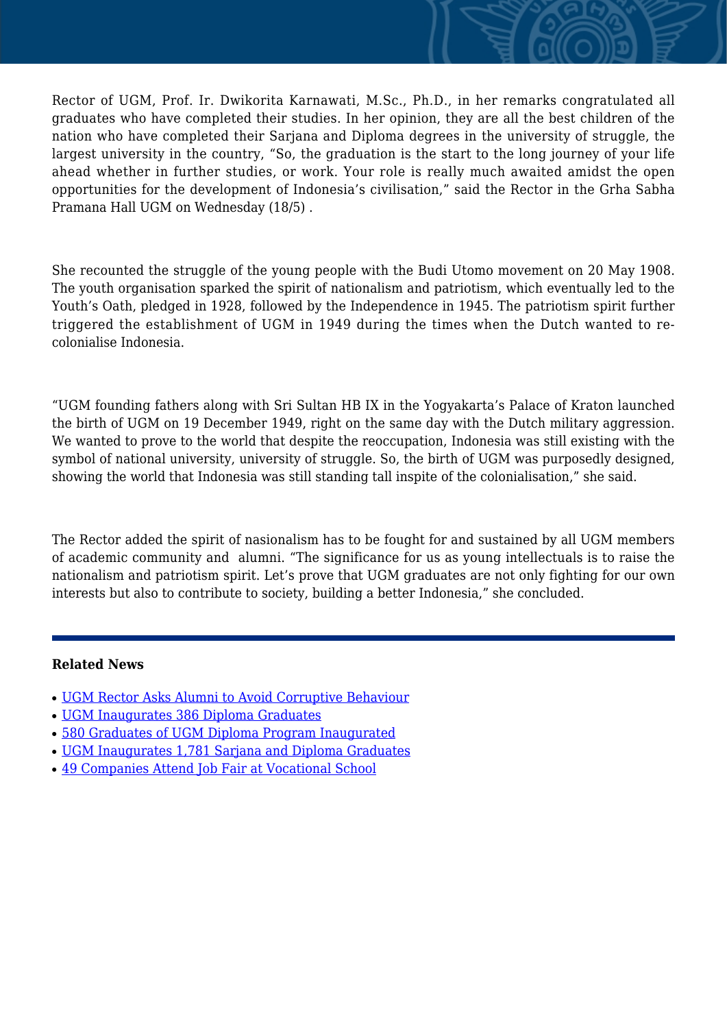Rector of UGM, Prof. Ir. Dwikorita Karnawati, M.Sc., Ph.D., in her remarks congratulated all graduates who have completed their studies. In her opinion, they are all the best children of the nation who have completed their Sarjana and Diploma degrees in the university of struggle, the largest university in the country, “So, the graduation is the start to the long journey of your life ahead whether in further studies, or work. Your role is really much awaited amidst the open opportunities for the development of Indonesia’s civilisation,” said the Rector in the Grha Sabha Pramana Hall UGM on Wednesday (18/5) .

She recounted the struggle of the young people with the Budi Utomo movement on 20 May 1908. The youth organisation sparked the spirit of nationalism and patriotism, which eventually led to the Youth’s Oath, pledged in 1928, followed by the Independence in 1945. The patriotism spirit further triggered the establishment of UGM in 1949 during the times when the Dutch wanted to re-colonialise Indonesia.

“UGM founding fathers along with Sri Sultan HB IX in the Yogyakarta’s Palace of Kraton launched the birth of UGM on 19 December 1949, right on the same day with the Dutch military aggression. We wanted to prove to the world that despite the reoccupation, Indonesia was still existing with the symbol of national university, university of struggle. So, the birth of UGM was purposedly designed, showing the world that Indonesia was still standing tall inspite of the colonialisation,” she said.

The Rector added the spirit of nasionalism has to be fought for and sustained by all UGM members of academic community and alumni. “The significance for us as young intellectuals is to raise the nationalism and patriotism spirit. Let’s prove that UGM graduates are not only fighting for our own interests but also to contribute to society, building a better Indonesia,” she concluded.

---

**Related News**

- UGM Rector Asks Alumni to Avoid Corruptive Behaviour
- UGM Inaugurates 386 Diploma Graduates
- 580 Graduates of UGM Diploma Program Inaugurated
- UGM Inaugurates 1,781 Sarjana and Diploma Graduates
- 49 Companies Attend Job Fair at Vocational School